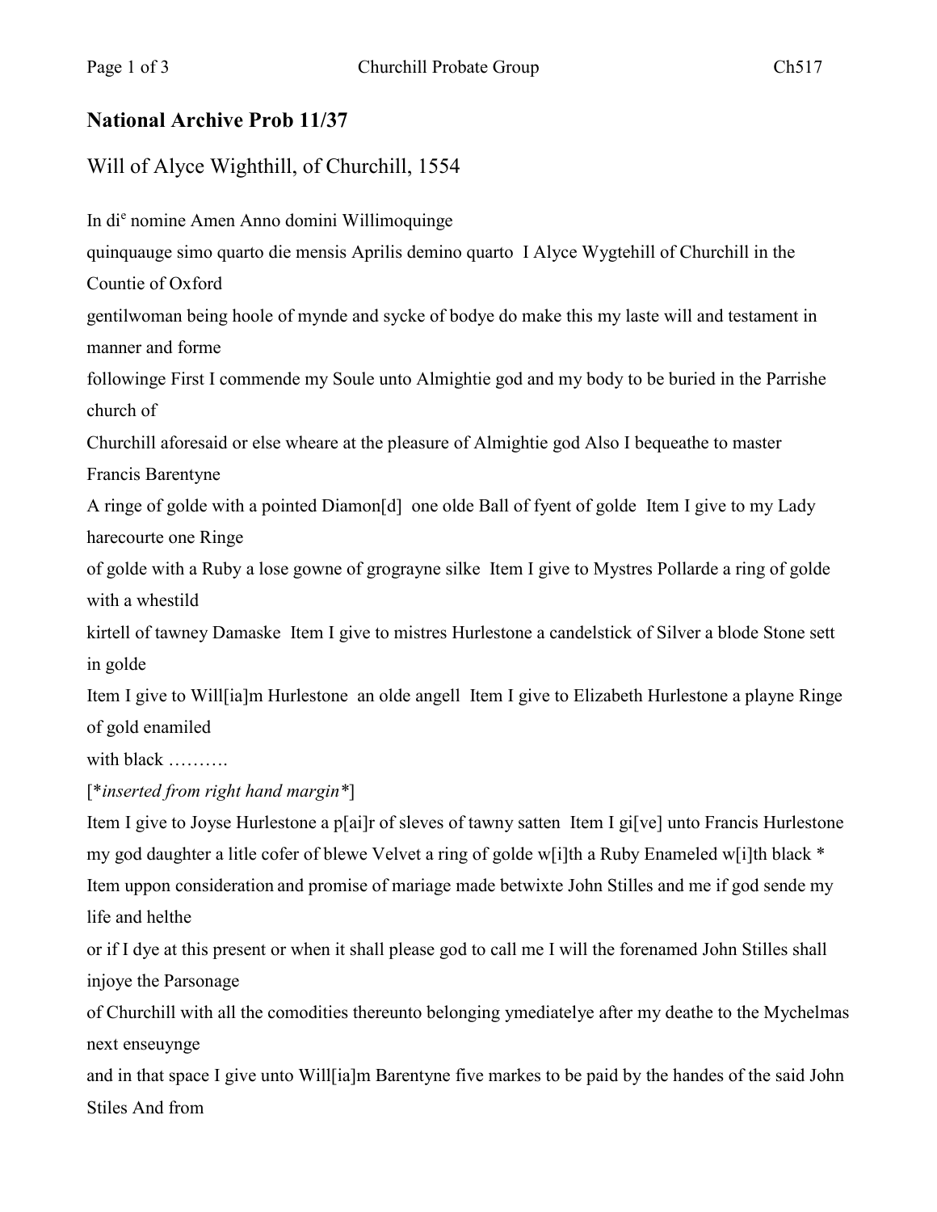## National Archive Prob 11/37

Will of Alyce Wighthill, of Churchill, 1554

In di[e] nomine Amen Anno domini Willimoquinge
quinquauge simo quarto die mensis Aprilis demino quarto I Alyce Wygtehill of Churchill in the Countie of Oxford
gentilwoman being hoole of mynde and sycke of bodye do make this my laste will and testament in manner and forme
followinge First I commende my Soule unto Almightie god and my body to be buried in the Parrishe church of
Churchill aforesaid or else wheare at the pleasure of Almightie god Also I bequeathe to master Francis Barentyne
A ringe of golde with a pointed Diamon[d] one olde Ball of fyent of golde Item I give to my Lady harecourte one Ringe
of golde with a Ruby a lose gowne of grograyne silke Item I give to Mystres Pollarde a ring of golde with a whestild
kirtell of tawney Damaske Item I give to mistres Hurlestone a candelstick of Silver a blode Stone sett in golde
Item I give to Will[ia]m Hurlestone an olde angell Item I give to Elizabeth Hurlestone a playne Ringe of gold enamiled
with black ……….

[*inserted from right hand margin*]

Item I give to Joyse Hurlestone a p[ai]r of sleves of tawny satten Item I gi[ve] unto Francis Hurlestone my god daughter a litle cofer of blewe Velvet a ring of golde w[i]th a Ruby Enameled w[i]th black *
Item uppon consideration and promise of mariage made betwixte John Stilles and me if god sende my life and helthe
or if I dye at this present or when it shall please god to call me I will the forenamed John Stilles shall injoye the Parsonage
of Churchill with all the comodities thereunto belonging ymediatelye after my deathe to the Mychelmas next enseuynge
and in that space I give unto Will[ia]m Barentyne five markes to be paid by the handes of the said John Stiles And from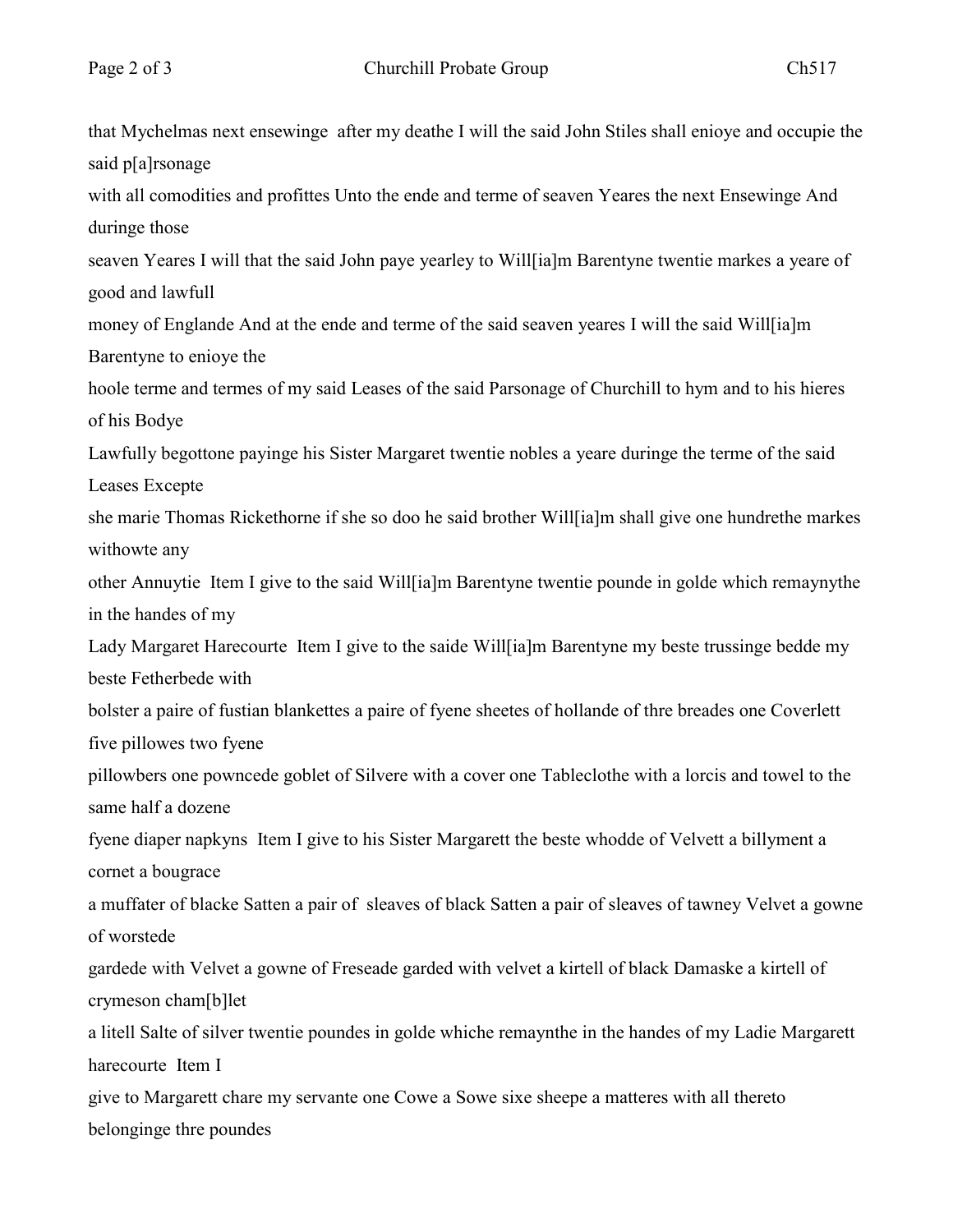that Mychelmas next ensewinge after my deathe I will the said John Stiles shall enioye and occupie the said p[a]rsonage
with all comodities and profittes Unto the ende and terme of seaven Yeares the next Ensewinge And duringe those
seaven Yeares I will that the said John paye yearley to Will[ia]m Barentyne twentie markes a yeare of good and lawfull
money of Englande And at the ende and terme of the said seaven yeares I will the said Will[ia]m Barentyne to enioye the
hoole terme and termes of my said Leases of the said Parsonage of Churchill to hym and to his hieres of his Bodye
Lawfully begottone payinge his Sister Margaret twentie nobles a yeare duringe the terme of the said Leases Excepte
she marie Thomas Rickethorne if she so doo he said brother Will[ia]m shall give one hundrethe markes withowte any
other Annuytie Item I give to the said Will[ia]m Barentyne twentie pounde in golde which remaynythe in the handes of my
Lady Margaret Harecourte Item I give to the saide Will[ia]m Barentyne my beste trussinge bedde my beste Fetherbede with
bolster a paire of fustian blankettes a paire of fyene sheetes of hollande of thre breades one Coverlett five pillowes two fyene
pillowbers one powncede goblet of Silvere with a cover one Tableclothe with a lorcis and towel to the same half a dozene
fyene diaper napkyns Item I give to his Sister Margarett the beste whodde of Velvett a billyment a cornet a bougrace
a muffater of blacke Satten a pair of sleaves of black Satten a pair of sleaves of tawney Velvet a gowne of worstede
gardede with Velvet a gowne of Freseade garded with velvet a kirtell of black Damaske a kirtell of crymeson cham[b]let
a litell Salte of silver twentie poundes in golde whiche remaynthe in the handes of my Ladie Margarett harecourte Item I
give to Margarett chare my servante one Cowe a Sowe sixe sheepe a matteres with all thereto belonginge thre poundes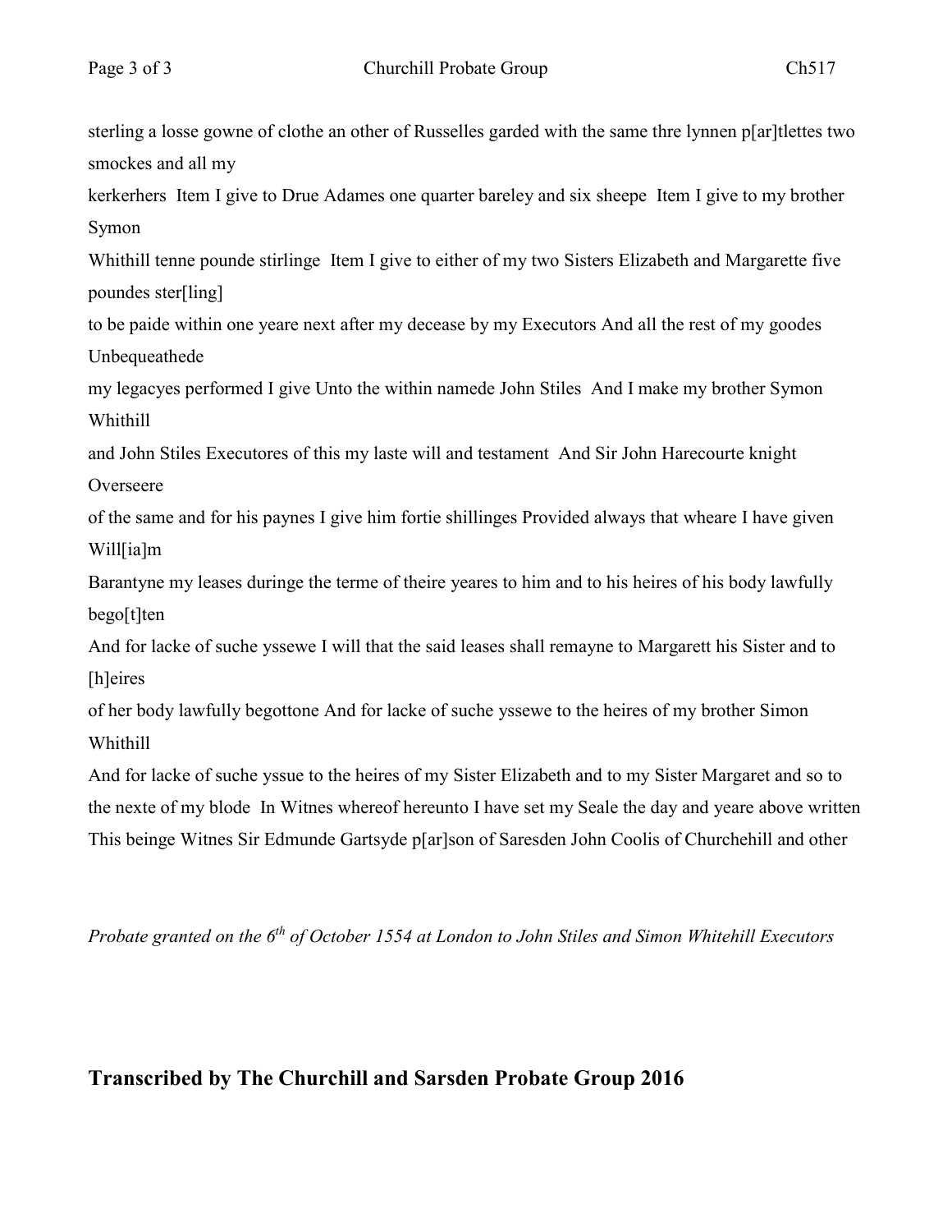sterling a losse gowne of clothe an other of Russelles garded with the same thre lynnen p[ar]tlettes two smockes and all my

kerkerhers  Item I give to Drue Adames one quarter bareley and six sheepe  Item I give to my brother Symon

Whithill tenne pounde stirlinge  Item I give to either of my two Sisters Elizabeth and Margarette five poundes ster[ling]

to be paide within one yeare next after my decease by my Executors And all the rest of my goodes Unbequeathede

my legacyes performed I give Unto the within namede John Stiles  And I make my brother Symon Whithill

and John Stiles Executores of this my laste will and testament  And Sir John Harecourte knight Overseere

of the same and for his paynes I give him fortie shillinges Provided always that wheare I have given Will[ia]m

Barantyne my leases duringe the terme of theire yeares to him and to his heires of his body lawfully bego[t]ten

And for lacke of suche yssewe I will that the said leases shall remayne to Margarett his Sister and to [h]eires

of her body lawfully begottone And for lacke of suche yssewe to the heires of my brother Simon Whithill

And for lacke of suche yssue to the heires of my Sister Elizabeth and to my Sister Margaret and so to the nexte of my blode  In Witnes whereof hereunto I have set my Seale the day and yeare above written This beinge Witnes Sir Edmunde Gartsyde p[ar]son of Saresden John Coolis of Churchehill and other

*Probate granted on the 6th of October 1554 at London to John Stiles and Simon Whitehill Executors*

**Transcribed by The Churchill and Sarsden Probate Group 2016**